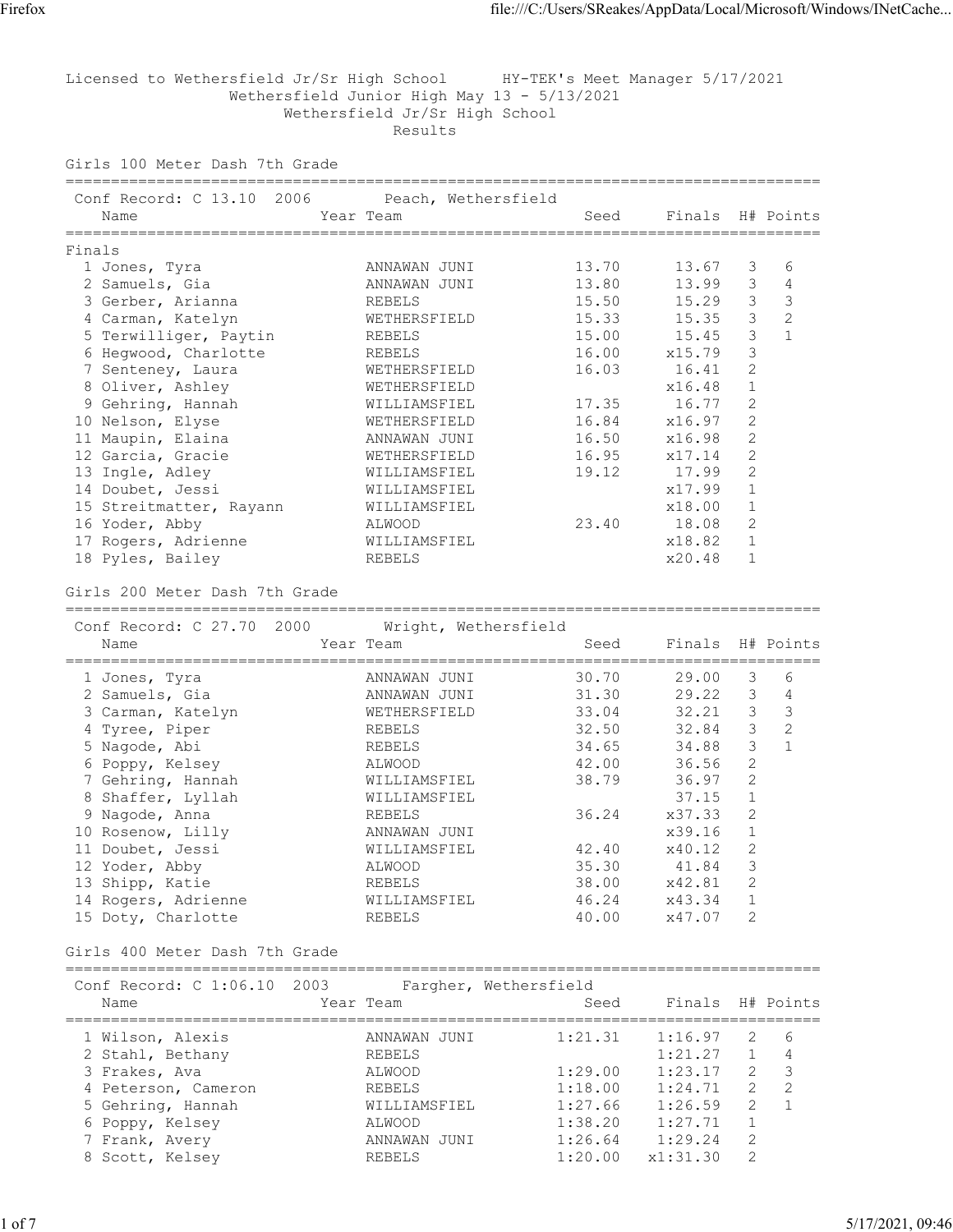Licensed to Wethersfield Jr/Sr High School HY-TEK's Meet Manager 5/17/2021

Wethersfield Junior High May 13 - 5/13/2021

Wethersfield Jr/Sr High School

Results

## Girls 100 Meter Dash 7th Grade

Conf Record: C 13.10 2006 Peach, Wethersfield

**Finals**

| | Name | Year | Team | Seed | Finals | H# | Points |
|---|---|---|---|---|---|---|---|
| 1 | Jones, Tyra | | ANNAWAN JUNI | 13.70 | 13.67 | 3 | 6 |
| 2 | Samuels, Gia | | ANNAWAN JUNI | 13.80 | 13.99 | 3 | 4 |
| 3 | Gerber, Arianna | | REBELS | 15.50 | 15.29 | 3 | 3 |
| 4 | Carman, Katelyn | | WETHERSFIELD | 15.33 | 15.35 | 3 | 2 |
| 5 | Terwilliger, Paytin | | REBELS | 15.00 | 15.45 | 3 | 1 |
| 6 | Hegwood, Charlotte | | REBELS | 16.00 | x15.79 | 3 | |
| 7 | Senteney, Laura | | WETHERSFIELD | 16.03 | 16.41 | 2 | |
| 8 | Oliver, Ashley | | WETHERSFIELD | | x16.48 | 1 | |
| 9 | Gehring, Hannah | | WILLIAMSFIEL | 17.35 | 16.77 | 2 | |
| 10 | Nelson, Elyse | | WETHERSFIELD | 16.84 | x16.97 | 2 | |
| 11 | Maupin, Elaina | | ANNAWAN JUNI | 16.50 | x16.98 | 2 | |
| 12 | Garcia, Gracie | | WETHERSFIELD | 16.95 | x17.14 | 2 | |
| 13 | Ingle, Adley | | WILLIAMSFIEL | 19.12 | 17.99 | 2 | |
| 14 | Doubet, Jessi | | WILLIAMSFIEL | | x17.99 | 1 | |
| 15 | Streitmatter, Rayann | | WILLIAMSFIEL | | x18.00 | 1 | |
| 16 | Yoder, Abby | | ALWOOD | 23.40 | 18.08 | 2 | |
| 17 | Rogers, Adrienne | | WILLIAMSFIEL | | x18.82 | 1 | |
| 18 | Pyles, Bailey | | REBELS | | x20.48 | 1 | |

## Girls 200 Meter Dash 7th Grade

Conf Record: C 27.70 2000 Wright, Wethersfield

| | Name | Year | Team | Seed | Finals | H# | Points |
|---|---|---|---|---|---|---|---|
| 1 | Jones, Tyra | | ANNAWAN JUNI | 30.70 | 29.00 | 3 | 6 |
| 2 | Samuels, Gia | | ANNAWAN JUNI | 31.30 | 29.22 | 3 | 4 |
| 3 | Carman, Katelyn | | WETHERSFIELD | 33.04 | 32.21 | 3 | 3 |
| 4 | Tyree, Piper | | REBELS | 32.50 | 32.84 | 3 | 2 |
| 5 | Nagode, Abi | | REBELS | 34.65 | 34.88 | 3 | 1 |
| 6 | Poppy, Kelsey | | ALWOOD | 42.00 | 36.56 | 2 | |
| 7 | Gehring, Hannah | | WILLIAMSFIEL | 38.79 | 36.97 | 2 | |
| 8 | Shaffer, Lyllah | | WILLIAMSFIEL | | 37.15 | 1 | |
| 9 | Nagode, Anna | | REBELS | 36.24 | x37.33 | 2 | |
| 10 | Rosenow, Lilly | | ANNAWAN JUNI | | x39.16 | 1 | |
| 11 | Doubet, Jessi | | WILLIAMSFIEL | 42.40 | x40.12 | 2 | |
| 12 | Yoder, Abby | | ALWOOD | 35.30 | 41.84 | 3 | |
| 13 | Shipp, Katie | | REBELS | 38.00 | x42.81 | 2 | |
| 14 | Rogers, Adrienne | | WILLIAMSFIEL | 46.24 | x43.34 | 1 | |
| 15 | Doty, Charlotte | | REBELS | 40.00 | x47.07 | 2 | |

## Girls 400 Meter Dash 7th Grade

Conf Record: C 1:06.10 2003 Fargher, Wethersfield

| | Name | Year | Team | Seed | Finals | H# | Points |
|---|---|---|---|---|---|---|---|
| 1 | Wilson, Alexis | | ANNAWAN JUNI | 1:21.31 | 1:16.97 | 2 | 6 |
| 2 | Stahl, Bethany | | REBELS | | 1:21.27 | 1 | 4 |
| 3 | Frakes, Ava | | ALWOOD | 1:29.00 | 1:23.17 | 2 | 3 |
| 4 | Peterson, Cameron | | REBELS | 1:18.00 | 1:24.71 | 2 | 2 |
| 5 | Gehring, Hannah | | WILLIAMSFIEL | 1:27.66 | 1:26.59 | 2 | 1 |
| 6 | Poppy, Kelsey | | ALWOOD | 1:38.20 | 1:27.71 | 1 | |
| 7 | Frank, Avery | | ANNAWAN JUNI | 1:26.64 | 1:29.24 | 2 | |
| 8 | Scott, Kelsey | | REBELS | 1:20.00 | x1:31.30 | 2 | |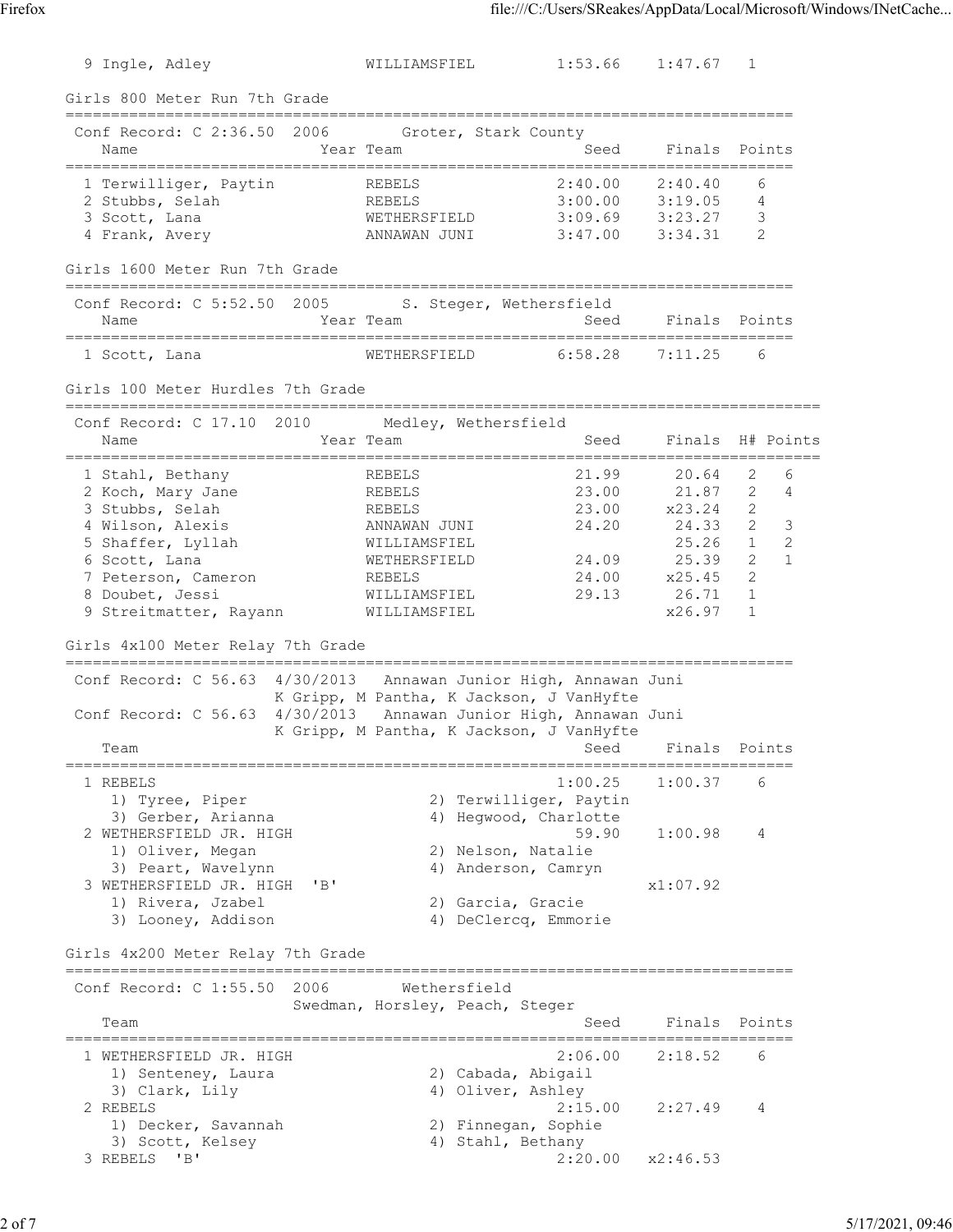| | Name | Year | Team | Seed | Finals | Points |
|---|---|---|---|---|---|---|
| 9 | Ingle, Adley | | WILLIAMSFIEL | 1:53.66 | 1:47.67 | 1 |

## Girls 800 Meter Run 7th Grade

Conf Record: C 2:36.50 2006 Groter, Stark County

| | Name | Year | Team | Seed | Finals | Points |
|---|---|---|---|---|---|---|
| 1 | Terwilliger, Paytin | | REBELS | 2:40.00 | 2:40.40 | 6 |
| 2 | Stubbs, Selah | | REBELS | 3:00.00 | 3:19.05 | 4 |
| 3 | Scott, Lana | | WETHERSFIELD | 3:09.69 | 3:23.27 | 3 |
| 4 | Frank, Avery | | ANNAWAN JUNI | 3:47.00 | 3:34.31 | 2 |

## Girls 1600 Meter Run 7th Grade

Conf Record: C 5:52.50 2005 S. Steger, Wethersfield

| | Name | Year | Team | Seed | Finals | Points |
|---|---|---|---|---|---|---|
| 1 | Scott, Lana | | WETHERSFIELD | 6:58.28 | 7:11.25 | 6 |

## Girls 100 Meter Hurdles 7th Grade

Conf Record: C 17.10 2010 Medley, Wethersfield

| | Name | Year | Team | Seed | Finals | H# | Points |
|---|---|---|---|---|---|---|---|
| 1 | Stahl, Bethany | | REBELS | 21.99 | 20.64 | 2 | 6 |
| 2 | Koch, Mary Jane | | REBELS | 23.00 | 21.87 | 2 | 4 |
| 3 | Stubbs, Selah | | REBELS | 23.00 | x23.24 | 2 | |
| 4 | Wilson, Alexis | | ANNAWAN JUNI | 24.20 | 24.33 | 2 | 3 |
| 5 | Shaffer, Lyllah | | WILLIAMSFIEL | | 25.26 | 1 | 2 |
| 6 | Scott, Lana | | WETHERSFIELD | 24.09 | 25.39 | 2 | 1 |
| 7 | Peterson, Cameron | | REBELS | 24.00 | x25.45 | 2 | |
| 8 | Doubet, Jessi | | WILLIAMSFIEL | 29.13 | 26.71 | 1 | |
| 9 | Streitmatter, Rayann | | WILLIAMSFIEL | | x26.97 | 1 | |

## Girls 4x100 Meter Relay 7th Grade

Conf Record: C 56.63 4/30/2013 Annawan Junior High, Annawan Juni
K Gripp, M Pantha, K Jackson, J VanHyfte

Conf Record: C 56.63 4/30/2013 Annawan Junior High, Annawan Juni
K Gripp, M Pantha, K Jackson, J VanHyfte

| | Team | Seed | Finals | Points |
|---|---|---|---|---|
| 1 | REBELS | 1:00.25 | 1:00.37 | 6 |
| | 1) Tyree, Piper 2) Terwilliger, Paytin 3) Gerber, Arianna 4) Hegwood, Charlotte | | | |
| 2 | WETHERSFIELD JR. HIGH | 59.90 | 1:00.98 | 4 |
| | 1) Oliver, Megan 2) Nelson, Natalie 3) Peart, Wavelynn 4) Anderson, Camryn | | | |
| 3 | WETHERSFIELD JR. HIGH 'B' | | x1:07.92 | |
| | 1) Rivera, Jzabel 2) Garcia, Gracie 3) Looney, Addison 4) DeClercq, Emmorie | | | |

## Girls 4x200 Meter Relay 7th Grade

Conf Record: C 1:55.50 2006 Wethersfield
Swedman, Horsley, Peach, Steger

| | Team | Seed | Finals | Points |
|---|---|---|---|---|
| 1 | WETHERSFIELD JR. HIGH | 2:06.00 | 2:18.52 | 6 |
| | 1) Senteney, Laura 2) Cabada, Abigail 3) Clark, Lily 4) Oliver, Ashley | | | |
| 2 | REBELS | 2:15.00 | 2:27.49 | 4 |
| | 1) Decker, Savannah 2) Finnegan, Sophie 3) Scott, Kelsey 4) Stahl, Bethany | | | |
| 3 | REBELS 'B' | 2:20.00 | x2:46.53 | |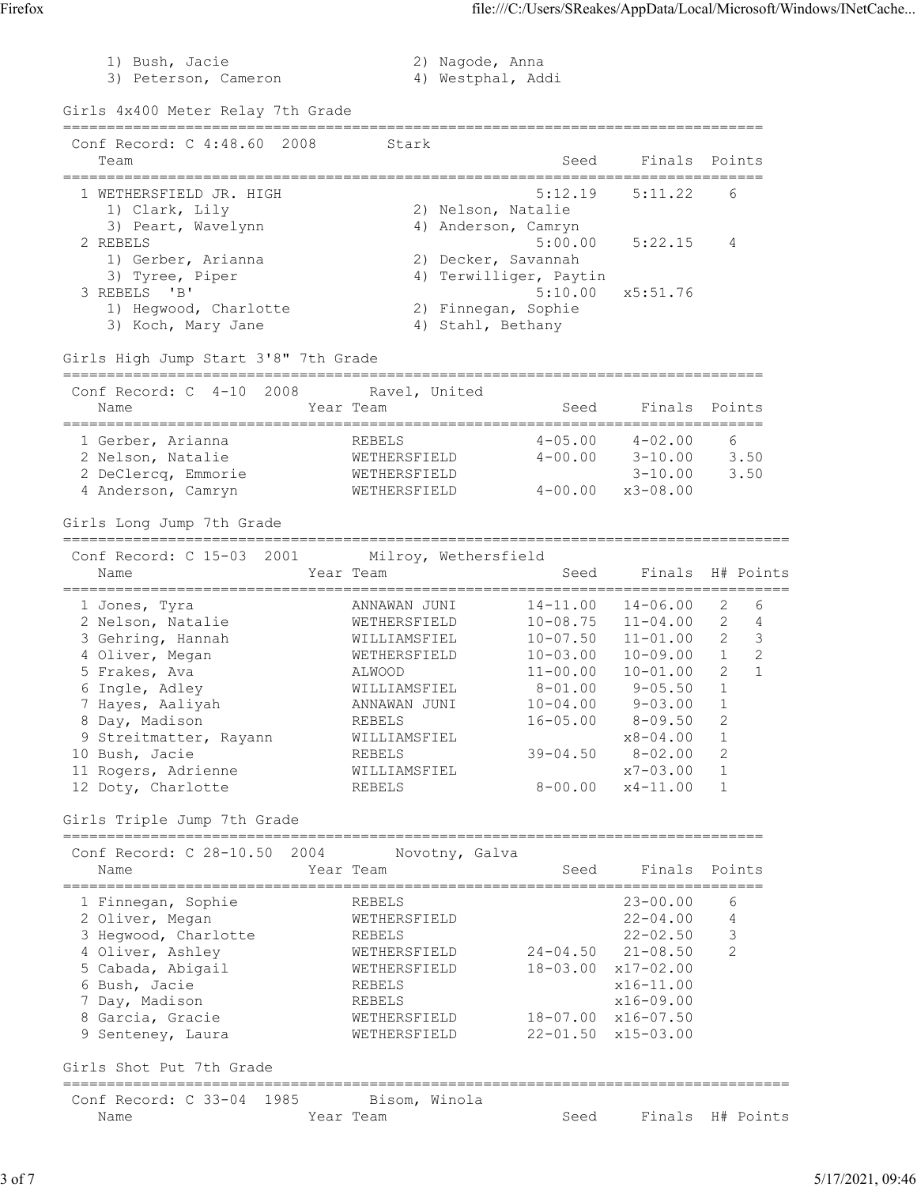1) Bush, Jacie 2) Nagode, Anna
3) Peterson, Cameron 4) Westphal, Addi

## Girls 4x400 Meter Relay 7th Grade

Conf Record: C 4:48.60 2008 Stark

| | Team | Seed | Finals | Points |
|---|---|---|---|---|
| 1 | WETHERSFIELD JR. HIGH | 5:12.19 | 5:11.22 | 6 |
| | 1) Clark, Lily; 2) Nelson, Natalie; 3) Peart, Wavelynn; 4) Anderson, Camryn | | | |
| 2 | REBELS | 5:00.00 | 5:22.15 | 4 |
| | 1) Gerber, Arianna; 2) Decker, Savannah; 3) Tyree, Piper; 4) Terwilliger, Paytin | | | |
| 3 | REBELS 'B' | 5:10.00 | x5:51.76 | |
| | 1) Hegwood, Charlotte; 2) Finnegan, Sophie; 3) Koch, Mary Jane; 4) Stahl, Bethany | | | |

## Girls High Jump Start 3'8" 7th Grade

Conf Record: C 4-10 2008 Ravel, United

| | Name | Year | Team | Seed | Finals | Points |
|---|---|---|---|---|---|---|
| 1 | Gerber, Arianna | | REBELS | 4-05.00 | 4-02.00 | 6 |
| 2 | Nelson, Natalie | | WETHERSFIELD | 4-00.00 | 3-10.00 | 3.50 |
| 2 | DeClercq, Emmorie | | WETHERSFIELD | | 3-10.00 | 3.50 |
| 4 | Anderson, Camryn | | WETHERSFIELD | 4-00.00 | x3-08.00 | |

## Girls Long Jump 7th Grade

Conf Record: C 15-03 2001 Milroy, Wethersfield

| | Name | Year | Team | Seed | Finals | H# | Points |
|---|---|---|---|---|---|---|---|
| 1 | Jones, Tyra | | ANNAWAN JUNI | 14-11.00 | 14-06.00 | 2 | 6 |
| 2 | Nelson, Natalie | | WETHERSFIELD | 10-08.75 | 11-04.00 | 2 | 4 |
| 3 | Gehring, Hannah | | WILLIAMSFIEL | 10-07.50 | 11-01.00 | 2 | 3 |
| 4 | Oliver, Megan | | WETHERSFIELD | 10-03.00 | 10-09.00 | 1 | 2 |
| 5 | Frakes, Ava | | ALWOOD | 11-00.00 | 10-01.00 | 2 | 1 |
| 6 | Ingle, Adley | | WILLIAMSFIEL | 8-01.00 | 9-05.50 | 1 | |
| 7 | Hayes, Aaliyah | | ANNAWAN JUNI | 10-04.00 | 9-03.00 | 1 | |
| 8 | Day, Madison | | REBELS | 16-05.00 | 8-09.50 | 2 | |
| 9 | Streitmatter, Rayann | | WILLIAMSFIEL | | x8-04.00 | 1 | |
| 10 | Bush, Jacie | | REBELS | 39-04.50 | 8-02.00 | 2 | |
| 11 | Rogers, Adrienne | | WILLIAMSFIEL | | x7-03.00 | 1 | |
| 12 | Doty, Charlotte | | REBELS | 8-00.00 | x4-11.00 | 1 | |

## Girls Triple Jump 7th Grade

Conf Record: C 28-10.50 2004 Novotny, Galva

| | Name | Year | Team | Seed | Finals | Points |
|---|---|---|---|---|---|---|
| 1 | Finnegan, Sophie | | REBELS | | 23-00.00 | 6 |
| 2 | Oliver, Megan | | WETHERSFIELD | | 22-04.00 | 4 |
| 3 | Hegwood, Charlotte | | REBELS | | 22-02.50 | 3 |
| 4 | Oliver, Ashley | | WETHERSFIELD | 24-04.50 | 21-08.50 | 2 |
| 5 | Cabada, Abigail | | WETHERSFIELD | 18-03.00 | x17-02.00 | |
| 6 | Bush, Jacie | | REBELS | | x16-11.00 | |
| 7 | Day, Madison | | REBELS | | x16-09.00 | |
| 8 | Garcia, Gracie | | WETHERSFIELD | 18-07.00 | x16-07.50 | |
| 9 | Senteney, Laura | | WETHERSFIELD | 22-01.50 | x15-03.00 | |

## Girls Shot Put 7th Grade

Conf Record: C 33-04 1985 Bisom, Winola

| Name | Year | Team | Seed | Finals | H# | Points |
|---|---|---|---|---|---|---|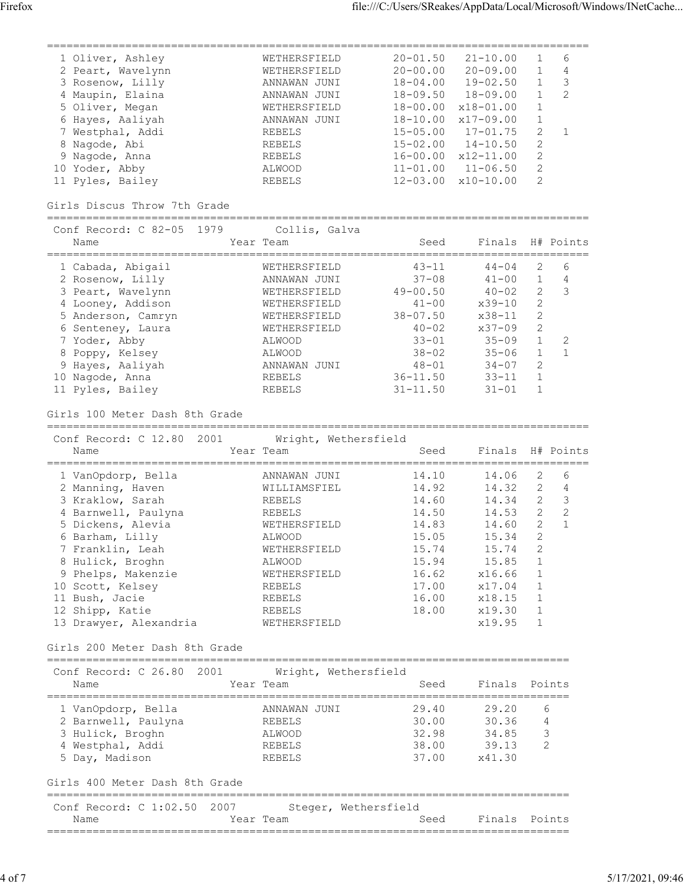| Place | Name | Year | Team | Seed | Finals | H# | Points |
|---|---|---|---|---|---|---|---|
| 1 | Oliver, Ashley | | WETHERSFIELD | 20-01.50 | 21-10.00 | 1 | 6 |
| 2 | Peart, Wavelynn | | WETHERSFIELD | 20-00.00 | 20-09.00 | 1 | 4 |
| 3 | Rosenow, Lilly | | ANNAWAN JUNI | 18-04.00 | 19-02.50 | 1 | 3 |
| 4 | Maupin, Elaina | | ANNAWAN JUNI | 18-09.50 | 18-09.00 | 1 | 2 |
| 5 | Oliver, Megan | | WETHERSFIELD | 18-00.00 | x18-01.00 | 1 | |
| 6 | Hayes, Aaliyah | | ANNAWAN JUNI | 18-10.00 | x17-09.00 | 1 | |
| 7 | Westphal, Addi | | REBELS | 15-05.00 | 17-01.75 | 2 | 1 |
| 8 | Nagode, Abi | | REBELS | 15-02.00 | 14-10.50 | 2 | |
| 9 | Nagode, Anna | | REBELS | 16-00.00 | x12-11.00 | 2 | |
| 10 | Yoder, Abby | | ALWOOD | 11-01.00 | 11-06.50 | 2 | |
| 11 | Pyles, Bailey | | REBELS | 12-03.00 | x10-10.00 | 2 | |

## Girls Discus Throw 7th Grade

Conf Record: C 82-05 1979 Collis, Galva

| Place | Name | Year | Team | Seed | Finals | H# | Points |
|---|---|---|---|---|---|---|---|
| 1 | Cabada, Abigail | | WETHERSFIELD | 43-11 | 44-04 | 2 | 6 |
| 2 | Rosenow, Lilly | | ANNAWAN JUNI | 37-08 | 41-00 | 1 | 4 |
| 3 | Peart, Wavelynn | | WETHERSFIELD | 49-00.50 | 40-02 | 2 | 3 |
| 4 | Looney, Addison | | WETHERSFIELD | 41-00 | x39-10 | 2 | |
| 5 | Anderson, Camryn | | WETHERSFIELD | 38-07.50 | x38-11 | 2 | |
| 6 | Senteney, Laura | | WETHERSFIELD | 40-02 | x37-09 | 2 | |
| 7 | Yoder, Abby | | ALWOOD | 33-01 | 35-09 | 1 | 2 |
| 8 | Poppy, Kelsey | | ALWOOD | 38-02 | 35-06 | 1 | 1 |
| 9 | Hayes, Aaliyah | | ANNAWAN JUNI | 48-01 | 34-07 | 2 | |
| 10 | Nagode, Anna | | REBELS | 36-11.50 | 33-11 | 1 | |
| 11 | Pyles, Bailey | | REBELS | 31-11.50 | 31-01 | 1 | |

## Girls 100 Meter Dash 8th Grade

Conf Record: C 12.80 2001 Wright, Wethersfield

| Place | Name | Year | Team | Seed | Finals | H# | Points |
|---|---|---|---|---|---|---|---|
| 1 | VanOpdorp, Bella | | ANNAWAN JUNI | 14.10 | 14.06 | 2 | 6 |
| 2 | Manning, Haven | | WILLIAMSFIEL | 14.92 | 14.32 | 2 | 4 |
| 3 | Kraklow, Sarah | | REBELS | 14.60 | 14.34 | 2 | 3 |
| 4 | Barnwell, Paulyna | | REBELS | 14.50 | 14.53 | 2 | 2 |
| 5 | Dickens, Alevia | | WETHERSFIELD | 14.83 | 14.60 | 2 | 1 |
| 6 | Barham, Lilly | | ALWOOD | 15.05 | 15.34 | 2 | |
| 7 | Franklin, Leah | | WETHERSFIELD | 15.74 | 15.74 | 2 | |
| 8 | Hulick, Broghn | | ALWOOD | 15.94 | 15.85 | 1 | |
| 9 | Phelps, Makenzie | | WETHERSFIELD | 16.62 | x16.66 | 1 | |
| 10 | Scott, Kelsey | | REBELS | 17.00 | x17.04 | 1 | |
| 11 | Bush, Jacie | | REBELS | 16.00 | x18.15 | 1 | |
| 12 | Shipp, Katie | | REBELS | 18.00 | x19.30 | 1 | |
| 13 | Drawyer, Alexandria | | WETHERSFIELD | | x19.95 | 1 | |

## Girls 200 Meter Dash 8th Grade

Conf Record: C 26.80 2001 Wright, Wethersfield

| Place | Name | Year | Team | Seed | Finals | Points |
|---|---|---|---|---|---|---|
| 1 | VanOpdorp, Bella | | ANNAWAN JUNI | 29.40 | 29.20 | 6 |
| 2 | Barnwell, Paulyna | | REBELS | 30.00 | 30.36 | 4 |
| 3 | Hulick, Broghn | | ALWOOD | 32.98 | 34.85 | 3 |
| 4 | Westphal, Addi | | REBELS | 38.00 | 39.13 | 2 |
| 5 | Day, Madison | | REBELS | 37.00 | x41.30 | |

## Girls 400 Meter Dash 8th Grade

Conf Record: C 1:02.50 2007 Steger, Wethersfield

| Name | Year | Team | Seed | Finals | Points |
|---|---|---|---|---|---|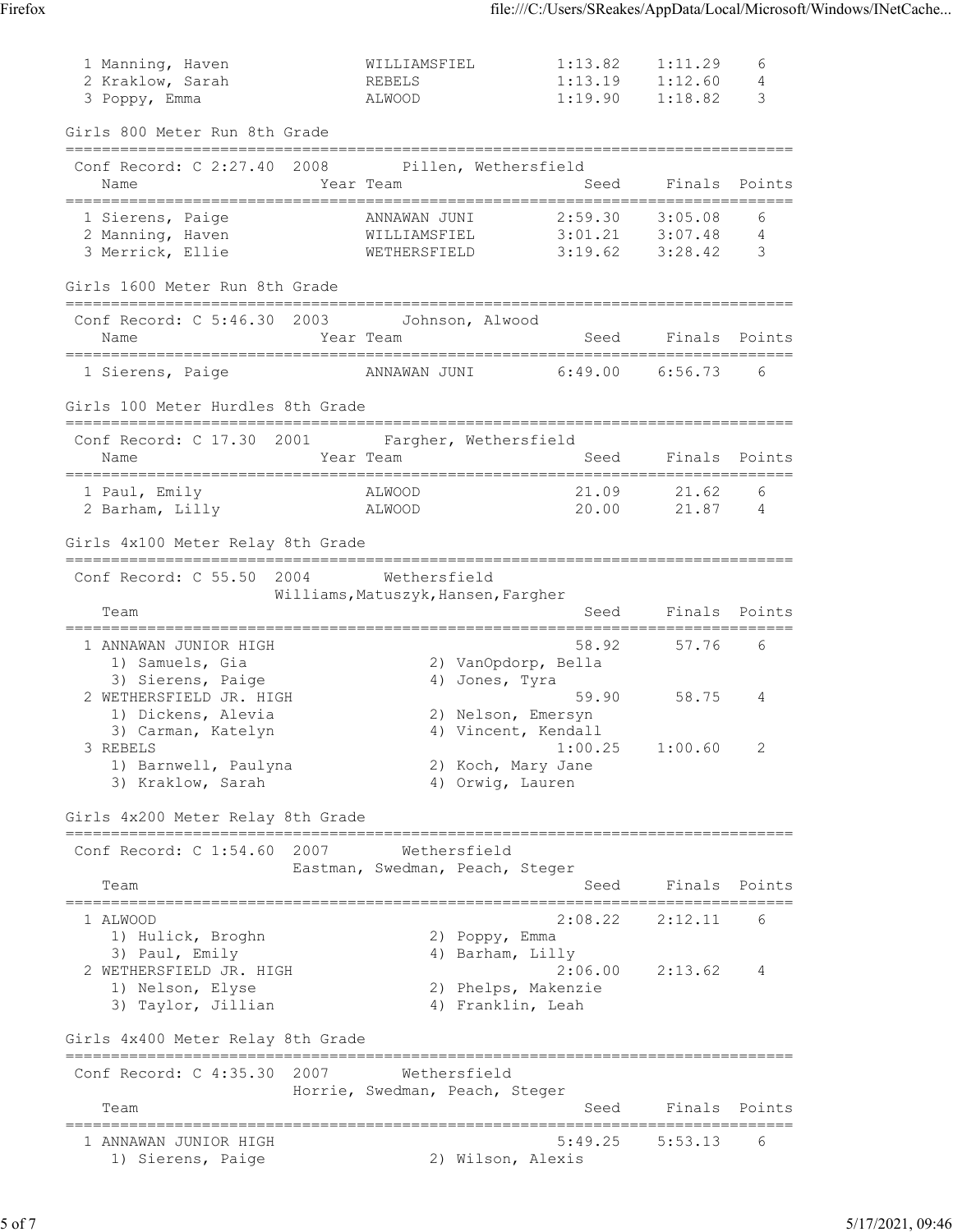| Place | Name | Year | Team | Seed | Finals | Points |
|---|---|---|---|---|---|---|
| 1 | Manning, Haven | | WILLIAMSFIEL | 1:13.82 | 1:11.29 | 6 |
| 2 | Kraklow, Sarah | | REBELS | 1:13.19 | 1:12.60 | 4 |
| 3 | Poppy, Emma | | ALWOOD | 1:19.90 | 1:18.82 | 3 |

## Girls 800 Meter Run 8th Grade

Conf Record: C 2:27.40 2008 Pillen, Wethersfield

| Place | Name | Year | Team | Seed | Finals | Points |
|---|---|---|---|---|---|---|
| 1 | Sierens, Paige | | ANNAWAN JUNI | 2:59.30 | 3:05.08 | 6 |
| 2 | Manning, Haven | | WILLIAMSFIEL | 3:01.21 | 3:07.48 | 4 |
| 3 | Merrick, Ellie | | WETHERSFIELD | 3:19.62 | 3:28.42 | 3 |

## Girls 1600 Meter Run 8th Grade

Conf Record: C 5:46.30 2003 Johnson, Alwood

| Place | Name | Year | Team | Seed | Finals | Points |
|---|---|---|---|---|---|---|
| 1 | Sierens, Paige | | ANNAWAN JUNI | 6:49.00 | 6:56.73 | 6 |

## Girls 100 Meter Hurdles 8th Grade

Conf Record: C 17.30 2001 Fargher, Wethersfield

| Place | Name | Year | Team | Seed | Finals | Points |
|---|---|---|---|---|---|---|
| 1 | Paul, Emily | | ALWOOD | 21.09 | 21.62 | 6 |
| 2 | Barham, Lilly | | ALWOOD | 20.00 | 21.87 | 4 |

## Girls 4x100 Meter Relay 8th Grade

Conf Record: C 55.50 2004 Wethersfield
Williams, Matuszyk, Hansen, Fargher

| Place | Team | Seed | Finals | Points |
|---|---|---|---|---|
| 1 | ANNAWAN JUNIOR HIGH | 58.92 | 57.76 | 6 |
| | 1) Samuels, Gia; 2) VanOpdorp, Bella; 3) Sierens, Paige; 4) Jones, Tyra | | | |
| 2 | WETHERSFIELD JR. HIGH | 59.90 | 58.75 | 4 |
| | 1) Dickens, Alevia; 2) Nelson, Emersyn; 3) Carman, Katelyn; 4) Vincent, Kendall | | | |
| 3 | REBELS | 1:00.25 | 1:00.60 | 2 |
| | 1) Barnwell, Paulyna; 2) Koch, Mary Jane; 3) Kraklow, Sarah; 4) Orwig, Lauren | | | |

## Girls 4x200 Meter Relay 8th Grade

Conf Record: C 1:54.60 2007 Wethersfield
Eastman, Swedman, Peach, Steger

| Place | Team | Seed | Finals | Points |
|---|---|---|---|---|
| 1 | ALWOOD | 2:08.22 | 2:12.11 | 6 |
| | 1) Hulick, Broghn; 2) Poppy, Emma; 3) Paul, Emily; 4) Barham, Lilly | | | |
| 2 | WETHERSFIELD JR. HIGH | 2:06.00 | 2:13.62 | 4 |
| | 1) Nelson, Elyse; 2) Phelps, Makenzie; 3) Taylor, Jillian; 4) Franklin, Leah | | | |

## Girls 4x400 Meter Relay 8th Grade

Conf Record: C 4:35.30 2007 Wethersfield
Horrie, Swedman, Peach, Steger

| Place | Team | Seed | Finals | Points |
|---|---|---|---|---|
| 1 | ANNAWAN JUNIOR HIGH | 5:49.25 | 5:53.13 | 6 |
| | 1) Sierens, Paige; 2) Wilson, Alexis | | | |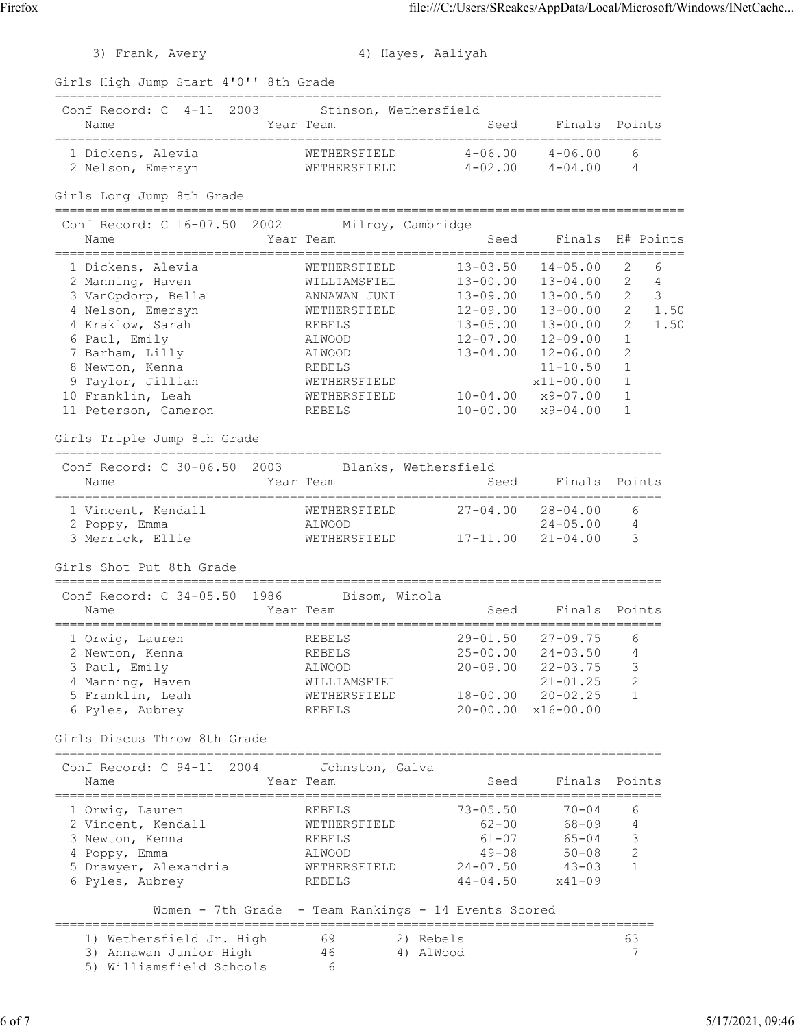3) Frank, Avery 4) Hayes, Aaliyah

## Girls High Jump Start 4'0'' 8th Grade

Conf Record: C 4-11 2003 Stinson, Wethersfield

| Name | Year | Team | Seed | Finals | Points |
|---|---|---|---|---|---|
| 1 Dickens, Alevia | | WETHERSFIELD | 4-06.00 | 4-06.00 | 6 |
| 2 Nelson, Emersyn | | WETHERSFIELD | 4-02.00 | 4-04.00 | 4 |

## Girls Long Jump 8th Grade

Conf Record: C 16-07.50 2002 Milroy, Cambridge

| Name | Year | Team | Seed | Finals | H# | Points |
|---|---|---|---|---|---|---|
| 1 Dickens, Alevia | | WETHERSFIELD | 13-03.50 | 14-05.00 | 2 | 6 |
| 2 Manning, Haven | | WILLIAMSFIEL | 13-00.00 | 13-04.00 | 2 | 4 |
| 3 VanOpdorp, Bella | | ANNAWAN JUNI | 13-09.00 | 13-00.50 | 2 | 3 |
| 4 Nelson, Emersyn | | WETHERSFIELD | 12-09.00 | 13-00.00 | 2 | 1.50 |
| 4 Kraklow, Sarah | | REBELS | 13-05.00 | 13-00.00 | 2 | 1.50 |
| 6 Paul, Emily | | ALWOOD | 12-07.00 | 12-09.00 | 1 | |
| 7 Barham, Lilly | | ALWOOD | 13-04.00 | 12-06.00 | 2 | |
| 8 Newton, Kenna | | REBELS | | 11-10.50 | 1 | |
| 9 Taylor, Jillian | | WETHERSFIELD | | x11-00.00 | 1 | |
| 10 Franklin, Leah | | WETHERSFIELD | 10-04.00 | x9-07.00 | 1 | |
| 11 Peterson, Cameron | | REBELS | 10-00.00 | x9-04.00 | 1 | |

## Girls Triple Jump 8th Grade

Conf Record: C 30-06.50 2003 Blanks, Wethersfield

| Name | Year | Team | Seed | Finals | Points |
|---|---|---|---|---|---|
| 1 Vincent, Kendall | | WETHERSFIELD | 27-04.00 | 28-04.00 | 6 |
| 2 Poppy, Emma | | ALWOOD | | 24-05.00 | 4 |
| 3 Merrick, Ellie | | WETHERSFIELD | 17-11.00 | 21-04.00 | 3 |

## Girls Shot Put 8th Grade

Conf Record: C 34-05.50 1986 Bisom, Winola

| Name | Year | Team | Seed | Finals | Points |
|---|---|---|---|---|---|
| 1 Orwig, Lauren | | REBELS | 29-01.50 | 27-09.75 | 6 |
| 2 Newton, Kenna | | REBELS | 25-00.00 | 24-03.50 | 4 |
| 3 Paul, Emily | | ALWOOD | 20-09.00 | 22-03.75 | 3 |
| 4 Manning, Haven | | WILLIAMSFIEL | | 21-01.25 | 2 |
| 5 Franklin, Leah | | WETHERSFIELD | 18-00.00 | 20-02.25 | 1 |
| 6 Pyles, Aubrey | | REBELS | 20-00.00 | x16-00.00 | |

## Girls Discus Throw 8th Grade

Conf Record: C 94-11 2004 Johnston, Galva

| Name | Year | Team | Seed | Finals | Points |
|---|---|---|---|---|---|
| 1 Orwig, Lauren | | REBELS | 73-05.50 | 70-04 | 6 |
| 2 Vincent, Kendall | | WETHERSFIELD | 62-00 | 68-09 | 4 |
| 3 Newton, Kenna | | REBELS | 61-07 | 65-04 | 3 |
| 4 Poppy, Emma | | ALWOOD | 49-08 | 50-08 | 2 |
| 5 Drawyer, Alexandria | | WETHERSFIELD | 24-07.50 | 43-03 | 1 |
| 6 Pyles, Aubrey | | REBELS | 44-04.50 | x41-09 | |

## Women - 7th Grade - Team Rankings - 14 Events Scored

| Rank | Team | Points | Rank | Team | Points |
|---|---|---|---|---|---|
| 1) | Wethersfield Jr. High | 69 | 2) | Rebels | 63 |
| 3) | Annawan Junior High | 46 | 4) | AlWood | 7 |
| 5) | Williamsfield Schools | 6 | | | |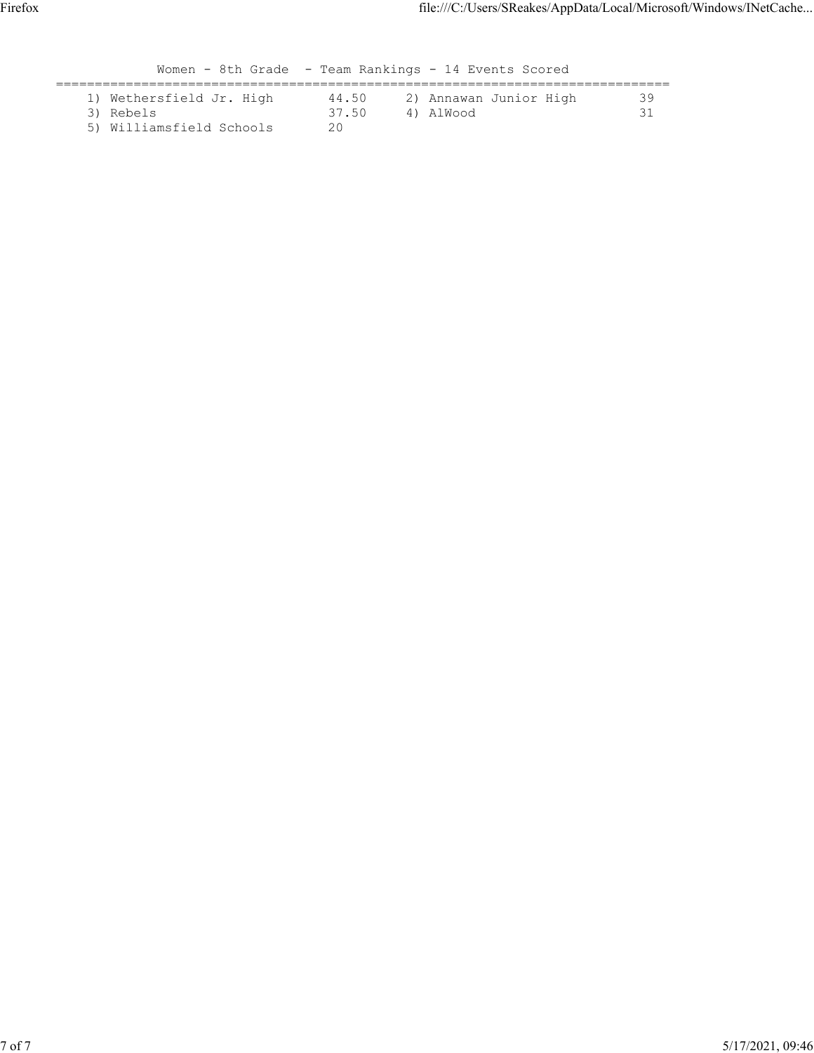## Women - 8th Grade - Team Rankings - 14 Events Scored

| Rank | Team | Points | Rank | Team | Points |
|---|---|---|---|---|---|
| 1) | Wethersfield Jr. High | 44.50 | 2) | Annawan Junior High | 39 |
| 3) | Rebels | 37.50 | 4) | AlWood | 31 |
| 5) | Williamsfield Schools | 20 | | | |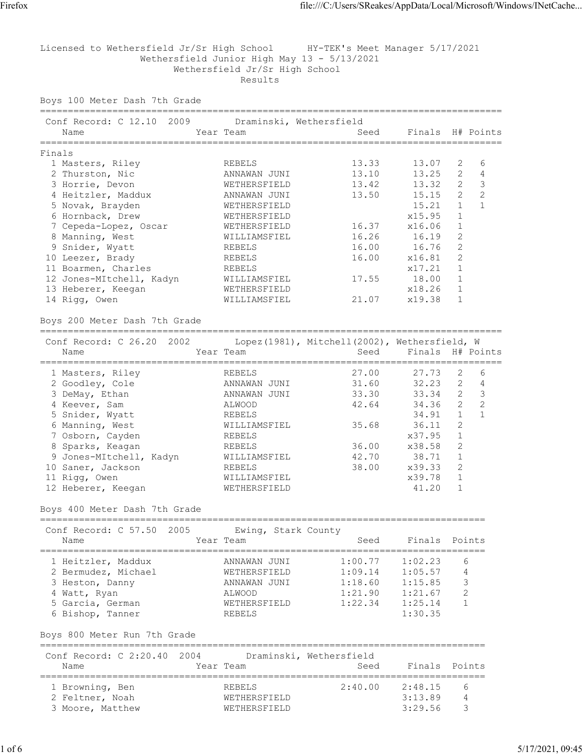Licensed to Wethersfield Jr/Sr High School HY-TEK's Meet Manager 5/17/2021
Wethersfield Junior High May 13 - 5/13/2021
Wethersfield Jr/Sr High School
Results

## Boys 100 Meter Dash 7th Grade

Conf Record: C 12.10 2009 Draminski, Wethersfield

| | Name | Year | Team | Seed | Finals | H# | Points |
|---|---|---|---|---|---|---|---|
| **Finals** | | | | | | | |
| 1 | Masters, Riley | | REBELS | 13.33 | 13.07 | 2 | 6 |
| 2 | Thurston, Nic | | ANNAWAN JUNI | 13.10 | 13.25 | 2 | 4 |
| 3 | Horrie, Devon | | WETHERSFIELD | 13.42 | 13.32 | 2 | 3 |
| 4 | Heitzler, Maddux | | ANNAWAN JUNI | 13.50 | 15.15 | 2 | 2 |
| 5 | Novak, Brayden | | WETHERSFIELD | | 15.21 | 1 | 1 |
| 6 | Hornback, Drew | | WETHERSFIELD | | x15.95 | 1 | |
| 7 | Cepeda-Lopez, Oscar | | WETHERSFIELD | 16.37 | x16.06 | 1 | |
| 8 | Manning, West | | WILLIAMSFIEL | 16.26 | 16.19 | 2 | |
| 9 | Snider, Wyatt | | REBELS | 16.00 | 16.76 | 2 | |
| 10 | Leezer, Brady | | REBELS | 16.00 | x16.81 | 2 | |
| 11 | Boarmen, Charles | | REBELS | | x17.21 | 1 | |
| 12 | Jones-MItchell, Kadyn | | WILLIAMSFIEL | 17.55 | 18.00 | 1 | |
| 13 | Heberer, Keegan | | WETHERSFIELD | | x18.26 | 1 | |
| 14 | Rigg, Owen | | WILLIAMSFIEL | 21.07 | x19.38 | 1 | |

## Boys 200 Meter Dash 7th Grade

Conf Record: C 26.20 2002 Lopez(1981), Mitchell(2002), Wethersfield, W

| | Name | Year | Team | Seed | Finals | H# | Points |
|---|---|---|---|---|---|---|---|
| 1 | Masters, Riley | | REBELS | 27.00 | 27.73 | 2 | 6 |
| 2 | Goodley, Cole | | ANNAWAN JUNI | 31.60 | 32.23 | 2 | 4 |
| 3 | DeMay, Ethan | | ANNAWAN JUNI | 33.30 | 33.34 | 2 | 3 |
| 4 | Keever, Sam | | ALWOOD | 42.64 | 34.36 | 2 | 2 |
| 5 | Snider, Wyatt | | REBELS | | 34.91 | 1 | 1 |
| 6 | Manning, West | | WILLIAMSFIEL | 35.68 | 36.11 | 2 | |
| 7 | Osborn, Cayden | | REBELS | | x37.95 | 1 | |
| 8 | Sparks, Keagan | | REBELS | 36.00 | x38.58 | 2 | |
| 9 | Jones-MItchell, Kadyn | | WILLIAMSFIEL | 42.70 | 38.71 | 1 | |
| 10 | Saner, Jackson | | REBELS | 38.00 | x39.33 | 2 | |
| 11 | Rigg, Owen | | WILLIAMSFIEL | | x39.78 | 1 | |
| 12 | Heberer, Keegan | | WETHERSFIELD | | 41.20 | 1 | |

## Boys 400 Meter Dash 7th Grade

Conf Record: C 57.50 2005 Ewing, Stark County

| | Name | Year | Team | Seed | Finals | Points |
|---|---|---|---|---|---|---|
| 1 | Heitzler, Maddux | | ANNAWAN JUNI | 1:00.77 | 1:02.23 | 6 |
| 2 | Bermudez, Michael | | WETHERSFIELD | 1:09.14 | 1:05.57 | 4 |
| 3 | Heston, Danny | | ANNAWAN JUNI | 1:18.60 | 1:15.85 | 3 |
| 4 | Watt, Ryan | | ALWOOD | 1:21.90 | 1:21.67 | 2 |
| 5 | Garcia, German | | WETHERSFIELD | 1:22.34 | 1:25.14 | 1 |
| 6 | Bishop, Tanner | | REBELS | | 1:30.35 | |

## Boys 800 Meter Run 7th Grade

Conf Record: C 2:20.40 2004 Draminski, Wethersfield

| | Name | Year | Team | Seed | Finals | Points |
|---|---|---|---|---|---|---|
| 1 | Browning, Ben | | REBELS | 2:40.00 | 2:48.15 | 6 |
| 2 | Feltner, Noah | | WETHERSFIELD | | 3:13.89 | 4 |
| 3 | Moore, Matthew | | WETHERSFIELD | | 3:29.56 | 3 |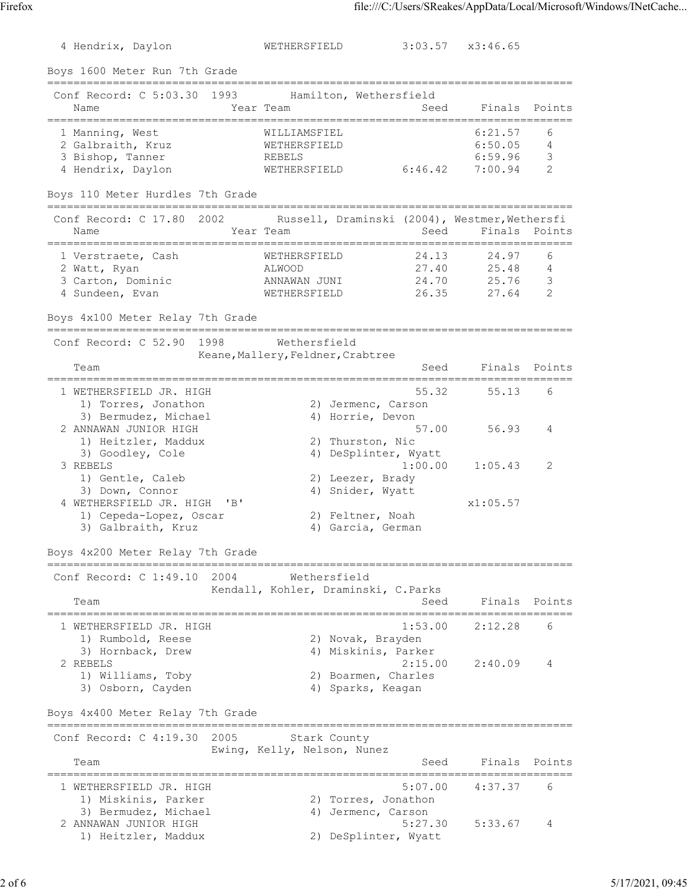| | Name | Year | Team | Seed | Finals | Points |
|---|---|---|---|---|---|---|
| 4 | Hendrix, Daylon | | WETHERSFIELD | 3:03.57 | x3:46.65 | |

## Boys 1600 Meter Run 7th Grade

Conf Record: C 5:03.30 1993 Hamilton, Wethersfield

| | Name | Year | Team | Seed | Finals | Points |
|---|---|---|---|---|---|---|
| 1 | Manning, West | | WILLIAMSFIEL | | 6:21.57 | 6 |
| 2 | Galbraith, Kruz | | WETHERSFIELD | | 6:50.05 | 4 |
| 3 | Bishop, Tanner | | REBELS | | 6:59.96 | 3 |
| 4 | Hendrix, Daylon | | WETHERSFIELD | 6:46.42 | 7:00.94 | 2 |

## Boys 110 Meter Hurdles 7th Grade

Conf Record: C 17.80 2002 Russell, Draminski (2004), Westmer,Wethersfi

| | Name | Year | Team | Seed | Finals | Points |
|---|---|---|---|---|---|---|
| 1 | Verstraete, Cash | | WETHERSFIELD | 24.13 | 24.97 | 6 |
| 2 | Watt, Ryan | | ALWOOD | 27.40 | 25.48 | 4 |
| 3 | Carton, Dominic | | ANNAWAN JUNI | 24.70 | 25.76 | 3 |
| 4 | Sundeen, Evan | | WETHERSFIELD | 26.35 | 27.64 | 2 |

## Boys 4x100 Meter Relay 7th Grade

Conf Record: C 52.90 1998 Wethersfield
Keane,Mallery,Feldner,Crabtree

| | Team | Seed | Finals | Points |
|---|---|---|---|---|
| 1 | WETHERSFIELD JR. HIGH | 55.32 | 55.13 | 6 |
| | 1) Torres, Jonathon 2) Jermenc, Carson 3) Bermudez, Michael 4) Horrie, Devon | | | |
| 2 | ANNAWAN JUNIOR HIGH | 57.00 | 56.93 | 4 |
| | 1) Heitzler, Maddux 2) Thurston, Nic 3) Goodley, Cole 4) DeSplinter, Wyatt | | | |
| 3 | REBELS | 1:00.00 | 1:05.43 | 2 |
| | 1) Gentle, Caleb 2) Leezer, Brady 3) Down, Connor 4) Snider, Wyatt | | | |
| 4 | WETHERSFIELD JR. HIGH 'B' | | x1:05.57 | |
| | 1) Cepeda-Lopez, Oscar 2) Feltner, Noah 3) Galbraith, Kruz 4) Garcia, German | | | |

## Boys 4x200 Meter Relay 7th Grade

Conf Record: C 1:49.10 2004 Wethersfield
Kendall, Kohler, Draminski, C.Parks

| | Team | Seed | Finals | Points |
|---|---|---|---|---|
| 1 | WETHERSFIELD JR. HIGH | 1:53.00 | 2:12.28 | 6 |
| | 1) Rumbold, Reese 2) Novak, Brayden 3) Hornback, Drew 4) Miskinis, Parker | | | |
| 2 | REBELS | 2:15.00 | 2:40.09 | 4 |
| | 1) Williams, Toby 2) Boarmen, Charles 3) Osborn, Cayden 4) Sparks, Keagan | | | |

## Boys 4x400 Meter Relay 7th Grade

Conf Record: C 4:19.30 2005 Stark County
Ewing, Kelly, Nelson, Nunez

| | Team | Seed | Finals | Points |
|---|---|---|---|---|
| 1 | WETHERSFIELD JR. HIGH | 5:07.00 | 4:37.37 | 6 |
| | 1) Miskinis, Parker 2) Torres, Jonathon 3) Bermudez, Michael 4) Jermenc, Carson | | | |
| 2 | ANNAWAN JUNIOR HIGH | 5:27.30 | 5:33.67 | 4 |
| | 1) Heitzler, Maddux 2) DeSplinter, Wyatt | | | |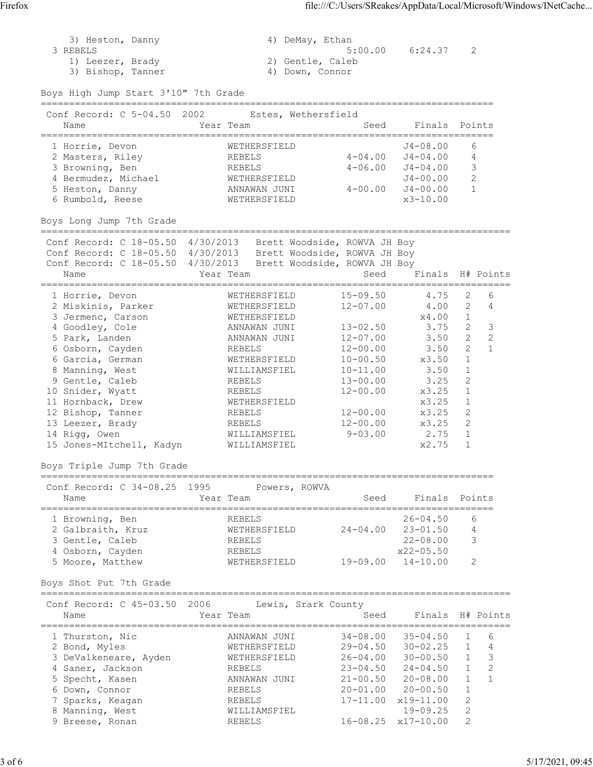| | | | |
|---|---|---|---|
| 3) Heston, Danny | 4) DeMay, Ethan | | |
| 3 REBELS | 5:00.00 | 6:24.37 | 2 |
| 1) Leezer, Brady | 2) Gentle, Caleb | | |
| 3) Bishop, Tanner | 4) Down, Connor | | |

## Boys High Jump Start 3'10" 7th Grade

Conf Record: C 5-04.50 2002 Estes, Wethersfield

| Name | Year Team | Seed | Finals | Points |
|---|---|---|---|---|
| 1 Horrie, Devon | WETHERSFIELD | | J4-08.00 | 6 |
| 2 Masters, Riley | REBELS | 4-04.00 | J4-04.00 | 4 |
| 3 Browning, Ben | REBELS | 4-06.00 | J4-04.00 | 3 |
| 4 Bermudez, Michael | WETHERSFIELD | | J4-00.00 | 2 |
| 5 Heston, Danny | ANNAWAN JUNI | 4-00.00 | J4-00.00 | 1 |
| 6 Rumbold, Reese | WETHERSFIELD | | x3-10.00 | |

## Boys Long Jump 7th Grade

Conf Record: C 18-05.50 4/30/2013 Brett Woodside, ROWVA JH Boy
Conf Record: C 18-05.50 4/30/2013 Brett Woodside, ROWVA JH Boy
Conf Record: C 18-05.50 4/30/2013 Brett Woodside, ROWVA JH Boy

| Name | Year Team | Seed | Finals | H# | Points |
|---|---|---|---|---|---|
| 1 Horrie, Devon | WETHERSFIELD | 15-09.50 | 4.75 | 2 | 6 |
| 2 Miskinis, Parker | WETHERSFIELD | 12-07.00 | 4.00 | 2 | 4 |
| 3 Jermenc, Carson | WETHERSFIELD | | x4.00 | 1 | |
| 4 Goodley, Cole | ANNAWAN JUNI | 13-02.50 | 3.75 | 2 | 3 |
| 5 Park, Landen | ANNAWAN JUNI | 12-07.00 | 3.50 | 2 | 2 |
| 6 Osborn, Cayden | REBELS | 12-00.00 | 3.50 | 2 | 1 |
| 6 Garcia, German | WETHERSFIELD | 10-00.50 | x3.50 | 1 | |
| 8 Manning, West | WILLIAMSFIEL | 10-11.00 | 3.50 | 1 | |
| 9 Gentle, Caleb | REBELS | 13-00.00 | 3.25 | 2 | |
| 10 Snider, Wyatt | REBELS | 12-00.00 | x3.25 | 1 | |
| 11 Hornback, Drew | WETHERSFIELD | | x3.25 | 1 | |
| 12 Bishop, Tanner | REBELS | 12-00.00 | x3.25 | 2 | |
| 13 Leezer, Brady | REBELS | 12-00.00 | x3.25 | 2 | |
| 14 Rigg, Owen | WILLIAMSFIEL | 9-03.00 | 2.75 | 1 | |
| 15 Jones-MItchell, Kadyn | WILLIAMSFIEL | | x2.75 | 1 | |

## Boys Triple Jump 7th Grade

Conf Record: C 34-08.25 1995 Powers, ROWVA

| Name | Year Team | Seed | Finals | Points |
|---|---|---|---|---|
| 1 Browning, Ben | REBELS | | 26-04.50 | 6 |
| 2 Galbraith, Kruz | WETHERSFIELD | 24-04.00 | 23-01.50 | 4 |
| 3 Gentle, Caleb | REBELS | | 22-08.00 | 3 |
| 4 Osborn, Cayden | REBELS | | x22-05.50 | |
| 5 Moore, Matthew | WETHERSFIELD | 19-09.00 | 14-10.00 | 2 |

## Boys Shot Put 7th Grade

Conf Record: C 45-03.50 2006 Lewis, Srark County

| Name | Year Team | Seed | Finals | H# | Points |
|---|---|---|---|---|---|
| 1 Thurston, Nic | ANNAWAN JUNI | 34-08.00 | 35-04.50 | 1 | 6 |
| 2 Bond, Myles | WETHERSFIELD | 29-04.50 | 30-02.25 | 1 | 4 |
| 3 DeValkeneare, Ayden | WETHERSFIELD | 26-04.00 | 30-00.50 | 1 | 3 |
| 4 Saner, Jackson | REBELS | 23-04.50 | 24-04.50 | 1 | 2 |
| 5 Specht, Kasen | ANNAWAN JUNI | 21-00.50 | 20-08.00 | 1 | 1 |
| 6 Down, Connor | REBELS | 20-01.00 | 20-00.50 | 1 | |
| 7 Sparks, Keagan | REBELS | 17-11.00 | x19-11.00 | 2 | |
| 8 Manning, West | WILLIAMSFIEL | | 19-09.25 | 2 | |
| 9 Breese, Ronan | REBELS | 16-08.25 | x17-10.00 | 2 | |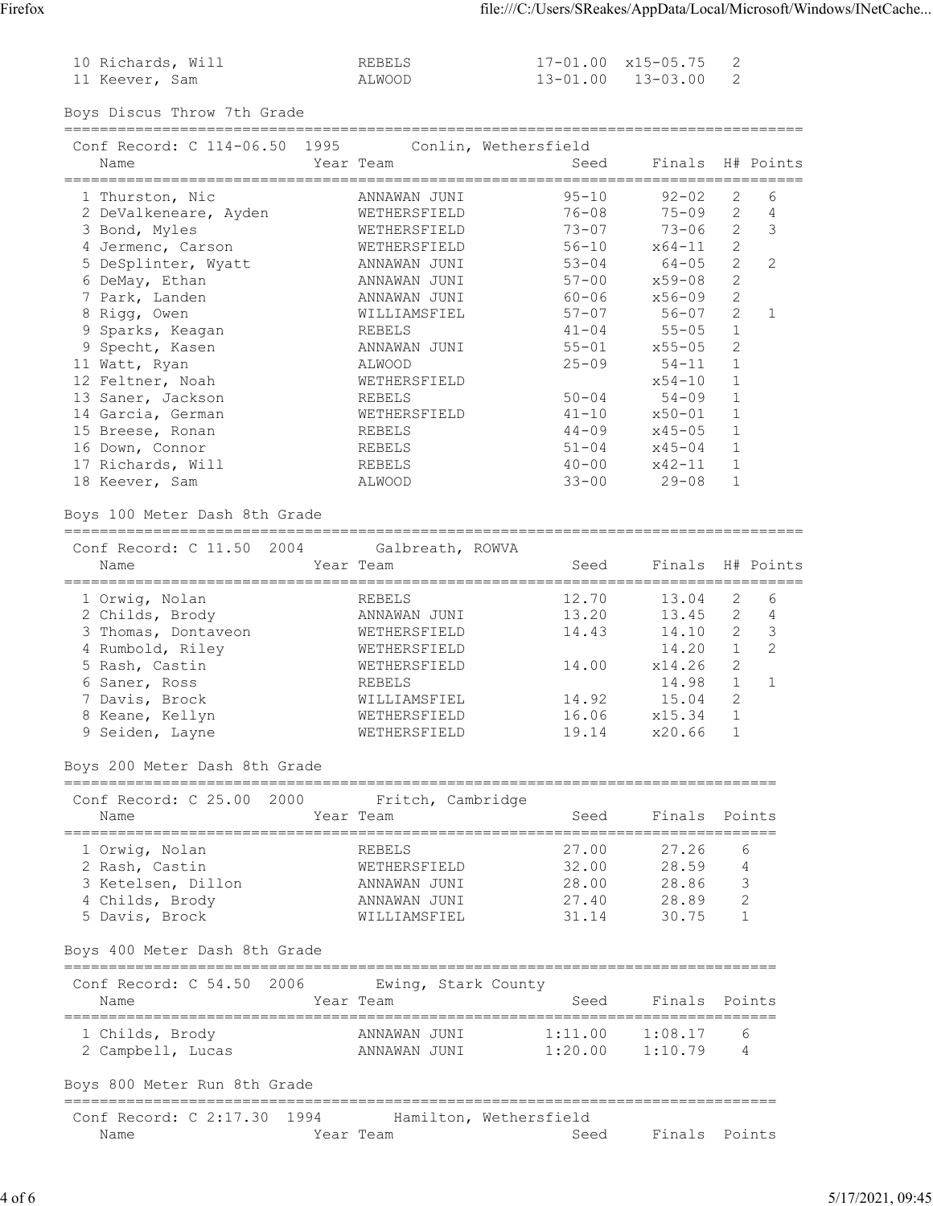| Place | Name | Year | Team | Seed | Finals | H# | Points |
|---|---|---|---|---|---|---|---|
| 10 | Richards, Will | | REBELS | 17-01.00 | x15-05.75 | 2 | |
| 11 | Keever, Sam | | ALWOOD | 13-01.00 | 13-03.00 | 2 | |

## Boys Discus Throw 7th Grade

Conf Record: C 114-06.50 1995 Conlin, Wethersfield

| Place | Name | Year | Team | Seed | Finals | H# | Points |
|---|---|---|---|---|---|---|---|
| 1 | Thurston, Nic | | ANNAWAN JUNI | 95-10 | 92-02 | 2 | 6 |
| 2 | DeValkeneare, Ayden | | WETHERSFIELD | 76-08 | 75-09 | 2 | 4 |
| 3 | Bond, Myles | | WETHERSFIELD | 73-07 | 73-06 | 2 | 3 |
| 4 | Jermenc, Carson | | WETHERSFIELD | 56-10 | x64-11 | 2 | |
| 5 | DeSplinter, Wyatt | | ANNAWAN JUNI | 53-04 | 64-05 | 2 | 2 |
| 6 | DeMay, Ethan | | ANNAWAN JUNI | 57-00 | x59-08 | 2 | |
| 7 | Park, Landen | | ANNAWAN JUNI | 60-06 | x56-09 | 2 | |
| 8 | Rigg, Owen | | WILLIAMSFIEL | 57-07 | 56-07 | 2 | 1 |
| 9 | Sparks, Keagan | | REBELS | 41-04 | 55-05 | 1 | |
| 9 | Specht, Kasen | | ANNAWAN JUNI | 55-01 | x55-05 | 2 | |
| 11 | Watt, Ryan | | ALWOOD | 25-09 | 54-11 | 1 | |
| 12 | Feltner, Noah | | WETHERSFIELD | | x54-10 | 1 | |
| 13 | Saner, Jackson | | REBELS | 50-04 | 54-09 | 1 | |
| 14 | Garcia, German | | WETHERSFIELD | 41-10 | x50-01 | 1 | |
| 15 | Breese, Ronan | | REBELS | 44-09 | x45-05 | 1 | |
| 16 | Down, Connor | | REBELS | 51-04 | x45-04 | 1 | |
| 17 | Richards, Will | | REBELS | 40-00 | x42-11 | 1 | |
| 18 | Keever, Sam | | ALWOOD | 33-00 | 29-08 | 1 | |

## Boys 100 Meter Dash 8th Grade

Conf Record: C 11.50 2004 Galbreath, ROWVA

| Place | Name | Year | Team | Seed | Finals | H# | Points |
|---|---|---|---|---|---|---|---|
| 1 | Orwig, Nolan | | REBELS | 12.70 | 13.04 | 2 | 6 |
| 2 | Childs, Brody | | ANNAWAN JUNI | 13.20 | 13.45 | 2 | 4 |
| 3 | Thomas, Dontaveon | | WETHERSFIELD | 14.43 | 14.10 | 2 | 3 |
| 4 | Rumbold, Riley | | WETHERSFIELD | | 14.20 | 1 | 2 |
| 5 | Rash, Castin | | WETHERSFIELD | 14.00 | x14.26 | 2 | |
| 6 | Saner, Ross | | REBELS | | 14.98 | 1 | 1 |
| 7 | Davis, Brock | | WILLIAMSFIEL | 14.92 | 15.04 | 2 | |
| 8 | Keane, Kellyn | | WETHERSFIELD | 16.06 | x15.34 | 1 | |
| 9 | Seiden, Layne | | WETHERSFIELD | 19.14 | x20.66 | 1 | |

## Boys 200 Meter Dash 8th Grade

Conf Record: C 25.00 2000 Fritch, Cambridge

| Place | Name | Year | Team | Seed | Finals | Points |
|---|---|---|---|---|---|---|
| 1 | Orwig, Nolan | | REBELS | 27.00 | 27.26 | 6 |
| 2 | Rash, Castin | | WETHERSFIELD | 32.00 | 28.59 | 4 |
| 3 | Ketelsen, Dillon | | ANNAWAN JUNI | 28.00 | 28.86 | 3 |
| 4 | Childs, Brody | | ANNAWAN JUNI | 27.40 | 28.89 | 2 |
| 5 | Davis, Brock | | WILLIAMSFIEL | 31.14 | 30.75 | 1 |

## Boys 400 Meter Dash 8th Grade

Conf Record: C 54.50 2006 Ewing, Stark County

| Place | Name | Year | Team | Seed | Finals | Points |
|---|---|---|---|---|---|---|
| 1 | Childs, Brody | | ANNAWAN JUNI | 1:11.00 | 1:08.17 | 6 |
| 2 | Campbell, Lucas | | ANNAWAN JUNI | 1:20.00 | 1:10.79 | 4 |

## Boys 800 Meter Run 8th Grade

Conf Record: C 2:17.30 1994 Hamilton, Wethersfield

| Name | Year | Team | Seed | Finals | Points |
|---|---|---|---|---|---|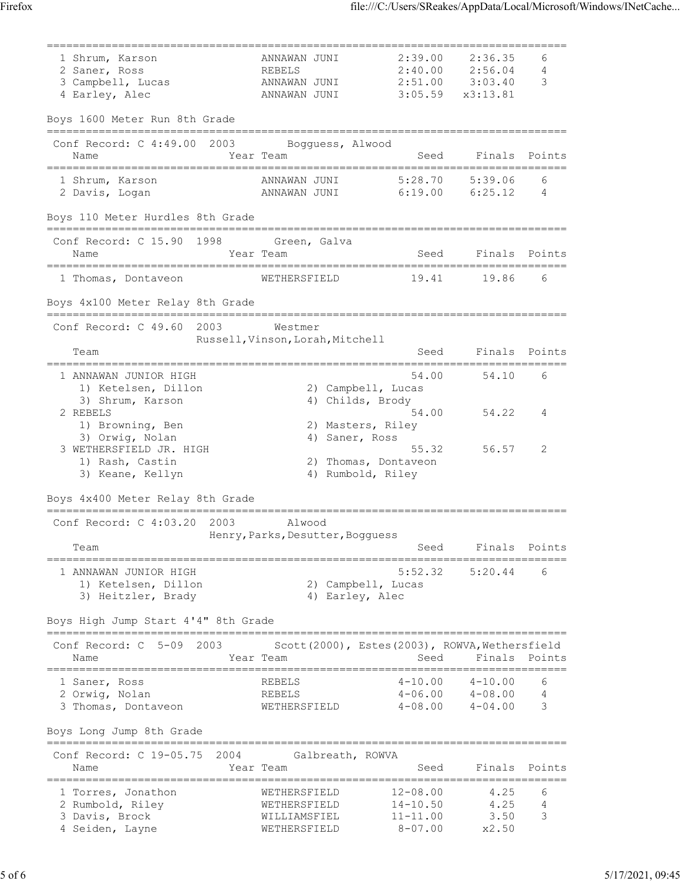| Place | Name | Year | Team | Seed | Finals | Points |
|---|---|---|---|---|---|---|
| 1 | Shrum, Karson | | ANNAWAN JUNI | 2:39.00 | 2:36.35 | 6 |
| 2 | Saner, Ross | | REBELS | 2:40.00 | 2:56.04 | 4 |
| 3 | Campbell, Lucas | | ANNAWAN JUNI | 2:51.00 | 3:03.40 | 3 |
| 4 | Earley, Alec | | ANNAWAN JUNI | 3:05.59 | x3:13.81 | |

## Boys 1600 Meter Run 8th Grade

Conf Record: C 4:49.00 2003 Bogguess, Alwood

| Place | Name | Year | Team | Seed | Finals | Points |
|---|---|---|---|---|---|---|
| 1 | Shrum, Karson | | ANNAWAN JUNI | 5:28.70 | 5:39.06 | 6 |
| 2 | Davis, Logan | | ANNAWAN JUNI | 6:19.00 | 6:25.12 | 4 |

## Boys 110 Meter Hurdles 8th Grade

Conf Record: C 15.90 1998 Green, Galva

| Place | Name | Year | Team | Seed | Finals | Points |
|---|---|---|---|---|---|---|
| 1 | Thomas, Dontaveon | | WETHERSFIELD | 19.41 | 19.86 | 6 |

## Boys 4x100 Meter Relay 8th Grade

Conf Record: C 49.60 2003 Westmer
Russell, Vinson, Lorah, Mitchell

| Place | Team | Seed | Finals | Points |
|---|---|---|---|---|
| 1 | ANNAWAN JUNIOR HIGH | 54.00 | 54.10 | 6 |
| | 1) Ketelsen, Dillon; 2) Campbell, Lucas; 3) Shrum, Karson; 4) Childs, Brody | | | |
| 2 | REBELS | 54.00 | 54.22 | 4 |
| | 1) Browning, Ben; 2) Masters, Riley; 3) Orwig, Nolan; 4) Saner, Ross | | | |
| 3 | WETHERSFIELD JR. HIGH | 55.32 | 56.57 | 2 |
| | 1) Rash, Castin; 2) Thomas, Dontaveon; 3) Keane, Kellyn; 4) Rumbold, Riley | | | |

## Boys 4x400 Meter Relay 8th Grade

Conf Record: C 4:03.20 2003 Alwood
Henry, Parks, Desutter, Bogguess

| Place | Team | Seed | Finals | Points |
|---|---|---|---|---|
| 1 | ANNAWAN JUNIOR HIGH | 5:52.32 | 5:20.44 | 6 |
| | 1) Ketelsen, Dillon; 2) Campbell, Lucas; 3) Heitzler, Brady; 4) Earley, Alec | | | |

## Boys High Jump Start 4'4" 8th Grade

Conf Record: C 5-09 2003 Scott(2000), Estes(2003), ROWVA, Wethersfield

| Place | Name | Year | Team | Seed | Finals | Points |
|---|---|---|---|---|---|---|
| 1 | Saner, Ross | | REBELS | 4-10.00 | 4-10.00 | 6 |
| 2 | Orwig, Nolan | | REBELS | 4-06.00 | 4-08.00 | 4 |
| 3 | Thomas, Dontaveon | | WETHERSFIELD | 4-08.00 | 4-04.00 | 3 |

## Boys Long Jump 8th Grade

Conf Record: C 19-05.75 2004 Galbreath, ROWVA

| Place | Name | Year | Team | Seed | Finals | Points |
|---|---|---|---|---|---|---|
| 1 | Torres, Jonathon | | WETHERSFIELD | 12-08.00 | 4.25 | 6 |
| 2 | Rumbold, Riley | | WETHERSFIELD | 14-10.50 | 4.25 | 4 |
| 3 | Davis, Brock | | WILLIAMSFIEL | 11-11.00 | 3.50 | 3 |
| 4 | Seiden, Layne | | WETHERSFIELD | 8-07.00 | x2.50 | |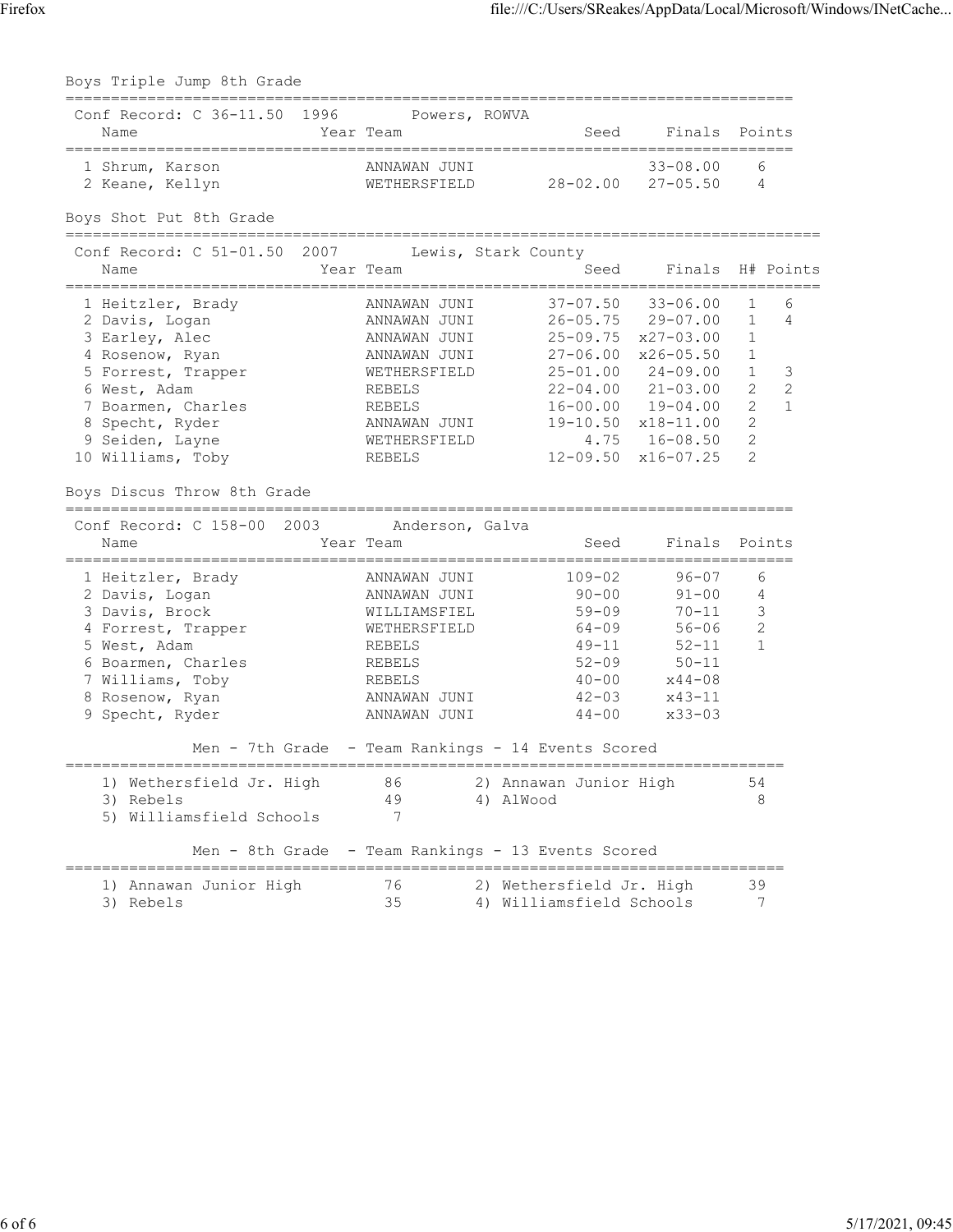## Boys Triple Jump 8th Grade

Conf Record: C 36-11.50 1996 Powers, ROWVA

| Name | Year | Team | Seed | Finals | Points |
|---|---|---|---|---|---|
| 1 Shrum, Karson | | ANNAWAN JUNI | | 33-08.00 | 6 |
| 2 Keane, Kellyn | | WETHERSFIELD | 28-02.00 | 27-05.50 | 4 |

## Boys Shot Put 8th Grade

Conf Record: C 51-01.50 2007 Lewis, Stark County

| Name | Year | Team | Seed | Finals | H# | Points |
|---|---|---|---|---|---|---|
| 1 Heitzler, Brady | | ANNAWAN JUNI | 37-07.50 | 33-06.00 | 1 | 6 |
| 2 Davis, Logan | | ANNAWAN JUNI | 26-05.75 | 29-07.00 | 1 | 4 |
| 3 Earley, Alec | | ANNAWAN JUNI | 25-09.75 | x27-03.00 | 1 | |
| 4 Rosenow, Ryan | | ANNAWAN JUNI | 27-06.00 | x26-05.50 | 1 | |
| 5 Forrest, Trapper | | WETHERSFIELD | 25-01.00 | 24-09.00 | 1 | 3 |
| 6 West, Adam | | REBELS | 22-04.00 | 21-03.00 | 2 | 2 |
| 7 Boarmen, Charles | | REBELS | 16-00.00 | 19-04.00 | 2 | 1 |
| 8 Specht, Ryder | | ANNAWAN JUNI | 19-10.50 | x18-11.00 | 2 | |
| 9 Seiden, Layne | | WETHERSFIELD | 4.75 | 16-08.50 | 2 | |
| 10 Williams, Toby | | REBELS | 12-09.50 | x16-07.25 | 2 | |

## Boys Discus Throw 8th Grade

Conf Record: C 158-00 2003 Anderson, Galva

| Name | Year | Team | Seed | Finals | Points |
|---|---|---|---|---|---|
| 1 Heitzler, Brady | | ANNAWAN JUNI | 109-02 | 96-07 | 6 |
| 2 Davis, Logan | | ANNAWAN JUNI | 90-00 | 91-00 | 4 |
| 3 Davis, Brock | | WILLIAMSFIEL | 59-09 | 70-11 | 3 |
| 4 Forrest, Trapper | | WETHERSFIELD | 64-09 | 56-06 | 2 |
| 5 West, Adam | | REBELS | 49-11 | 52-11 | 1 |
| 6 Boarmen, Charles | | REBELS | 52-09 | 50-11 | |
| 7 Williams, Toby | | REBELS | 40-00 | x44-08 | |
| 8 Rosenow, Ryan | | ANNAWAN JUNI | 42-03 | x43-11 | |
| 9 Specht, Ryder | | ANNAWAN JUNI | 44-00 | x33-03 | |

### Men - 7th Grade - Team Rankings - 14 Events Scored

| | | | |
|---|---|---|---|
| 1) Wethersfield Jr. High | 86 | 2) Annawan Junior High | 54 |
| 3) Rebels | 49 | 4) AlWood | 8 |
| 5) Williamsfield Schools | 7 | | |

### Men - 8th Grade - Team Rankings - 13 Events Scored

| | | | |
|---|---|---|---|
| 1) Annawan Junior High | 76 | 2) Wethersfield Jr. High | 39 |
| 3) Rebels | 35 | 4) Williamsfield Schools | 7 |